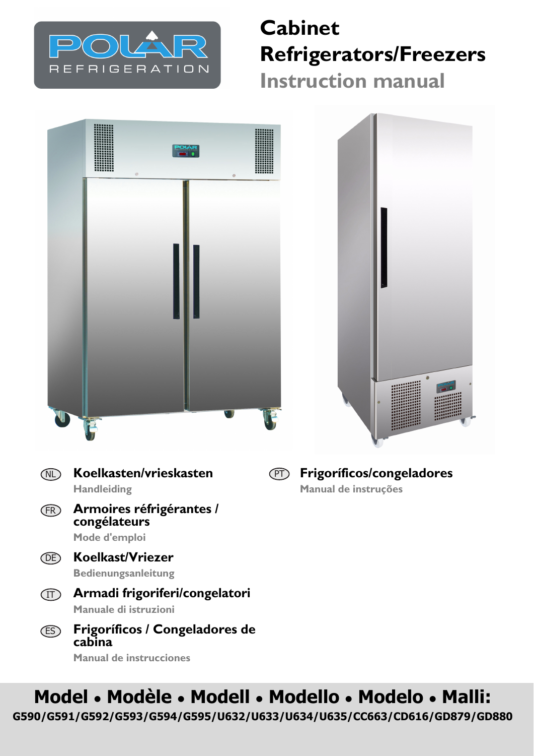# Cabinet Refrigerators/Freezers

## Instruction manual

(NL) **Koelkasten/vrieskasten**
Handleiding

(FR) **Armoires réfrigérantes / congélateurs**
Mode d'emploi

(DE) **Koelkast/Vriezer**
Bedienungsanleitung

(IT) **Armadi frigoriferi/congelatori**
Manuale di istruzioni

(ES) **Frigoríficos / Congeladores de cabina**
Manual de instrucciones

(PT) **Frigoríficos/congeladores**
Manual de instruções

**Model • Modèle • Modell • Modello • Modelo • Malli:**

**G590/G591/G592/G593/G594/G595/U632/U633/U634/U635/CC663/CD616/GD879/GD880**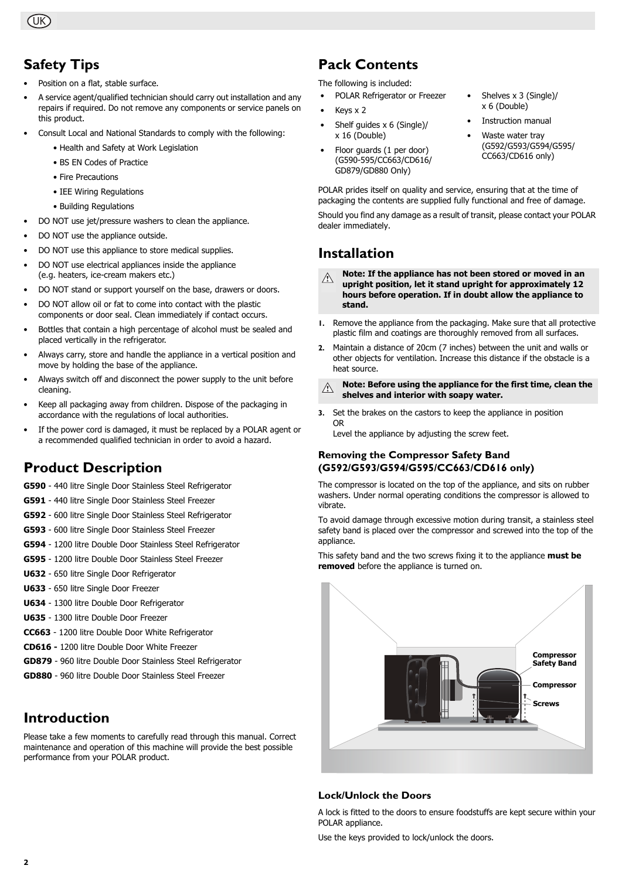## Safety Tips

- Position on a flat, stable surface.
- A service agent/qualified technician should carry out installation and any repairs if required. Do not remove any components or service panels on this product.
- Consult Local and National Standards to comply with the following:
  - Health and Safety at Work Legislation
  - BS EN Codes of Practice
  - Fire Precautions
  - IEE Wiring Regulations
  - Building Regulations
- DO NOT use jet/pressure washers to clean the appliance.
- DO NOT use the appliance outside.
- DO NOT use this appliance to store medical supplies.
- DO NOT use electrical appliances inside the appliance (e.g. heaters, ice-cream makers etc.)
- DO NOT stand or support yourself on the base, drawers or doors.
- DO NOT allow oil or fat to come into contact with the plastic components or door seal. Clean immediately if contact occurs.
- Bottles that contain a high percentage of alcohol must be sealed and placed vertically in the refrigerator.
- Always carry, store and handle the appliance in a vertical position and move by holding the base of the appliance.
- Always switch off and disconnect the power supply to the unit before cleaning.
- Keep all packaging away from children. Dispose of the packaging in accordance with the regulations of local authorities.
- If the power cord is damaged, it must be replaced by a POLAR agent or a recommended qualified technician in order to avoid a hazard.

## Product Description

**G590** - 440 litre Single Door Stainless Steel Refrigerator

**G591** - 440 litre Single Door Stainless Steel Freezer

**G592** - 600 litre Single Door Stainless Steel Refrigerator

**G593** - 600 litre Single Door Stainless Steel Freezer

**G594** - 1200 litre Double Door Stainless Steel Refrigerator

**G595** - 1200 litre Double Door Stainless Steel Freezer

**U632** - 650 litre Single Door Refrigerator

**U633** - 650 litre Single Door Freezer

**U634** - 1300 litre Double Door Refrigerator

**U635** - 1300 litre Double Door Freezer

**CC663** - 1200 litre Double Door White Refrigerator

**CD616 -** 1200 litre Double Door White Freezer

**GD879** - 960 litre Double Door Stainless Steel Refrigerator

**GD880** - 960 litre Double Door Stainless Steel Freezer

## Introduction

Please take a few moments to carefully read through this manual. Correct maintenance and operation of this machine will provide the best possible performance from your POLAR product.

## Pack Contents

The following is included:

- POLAR Refrigerator or Freezer
- Keys x 2
- Shelf guides x 6 (Single)/ x 16 (Double)
- Floor guards (1 per door) (G590-595/CC663/CD616/ GD879/GD880 Only)
- Shelves x 3 (Single)/ x 6 (Double)
- Instruction manual
- Waste water tray (G592/G593/G594/G595/ CC663/CD616 only)

POLAR prides itself on quality and service, ensuring that at the time of packaging the contents are supplied fully functional and free of damage.

Should you find any damage as a result of transit, please contact your POLAR dealer immediately.

## Installation

⚠ **Note: If the appliance has not been stored or moved in an upright position, let it stand upright for approximately 12 hours before operation. If in doubt allow the appliance to stand.**

1. Remove the appliance from the packaging. Make sure that all protective plastic film and coatings are thoroughly removed from all surfaces.
2. Maintain a distance of 20cm (7 inches) between the unit and walls or other objects for ventilation. Increase this distance if the obstacle is a heat source.

⚠ **Note: Before using the appliance for the first time, clean the shelves and interior with soapy water.**

3. Set the brakes on the castors to keep the appliance in position
   OR
   Level the appliance by adjusting the screw feet.

### Removing the Compressor Safety Band (G592/G593/G594/G595/CC663/CD616 only)

The compressor is located on the top of the appliance, and sits on rubber washers. Under normal operating conditions the compressor is allowed to vibrate.

To avoid damage through excessive motion during transit, a stainless steel safety band is placed over the compressor and screwed into the top of the appliance.

This safety band and the two screws fixing it to the appliance **must be removed** before the appliance is turned on.

Compressor Safety Band
Compressor
Screws

### Lock/Unlock the Doors

A lock is fitted to the doors to ensure foodstuffs are kept secure within your POLAR appliance.

Use the keys provided to lock/unlock the doors.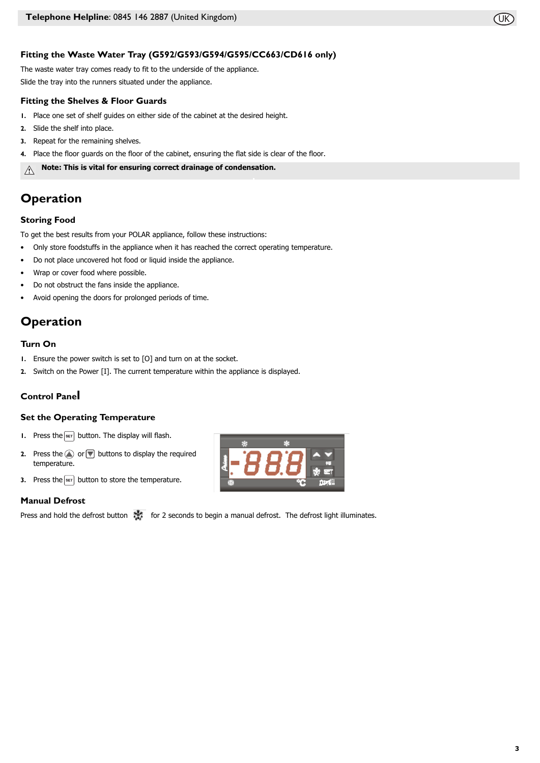## Fitting the Waste Water Tray (G592/G593/G594/G595/CC663/CD616 only)

The waste water tray comes ready to fit to the underside of the appliance.

Slide the tray into the runners situated under the appliance.

## Fitting the Shelves & Floor Guards

1. Place one set of shelf guides on either side of the cabinet at the desired height.
2. Slide the shelf into place.
3. Repeat for the remaining shelves.
4. Place the floor guards on the floor of the cabinet, ensuring the flat side is clear of the floor.

⚠ **Note: This is vital for ensuring correct drainage of condensation.**

# Operation

## Storing Food

To get the best results from your POLAR appliance, follow these instructions:

- Only store foodstuffs in the appliance when it has reached the correct operating temperature.
- Do not place uncovered hot food or liquid inside the appliance.
- Wrap or cover food where possible.
- Do not obstruct the fans inside the appliance.
- Avoid opening the doors for prolonged periods of time.

# Operation

## Turn On

1. Ensure the power switch is set to [O] and turn on at the socket.
2. Switch on the Power [I]. The current temperature within the appliance is displayed.

## Control Panel

## Set the Operating Temperature

1. Press the SET button. The display will flash.
2. Press the ▲ or ▼ buttons to display the required temperature.
3. Press the SET button to store the temperature.

## Manual Defrost

Press and hold the defrost button for 2 seconds to begin a manual defrost. The defrost light illuminates.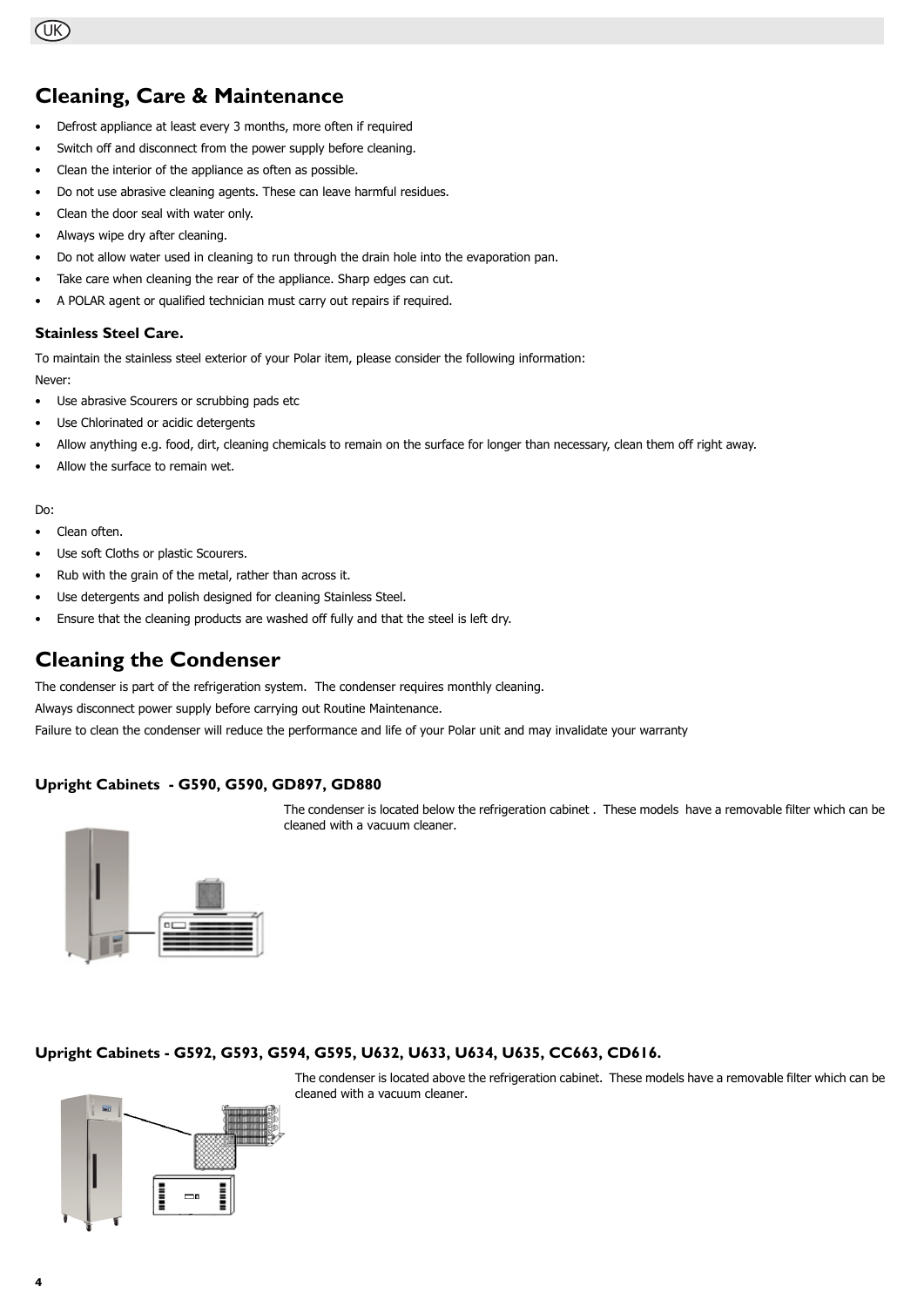## Cleaning, Care & Maintenance

- Defrost appliance at least every 3 months, more often if required
- Switch off and disconnect from the power supply before cleaning.
- Clean the interior of the appliance as often as possible.
- Do not use abrasive cleaning agents. These can leave harmful residues.
- Clean the door seal with water only.
- Always wipe dry after cleaning.
- Do not allow water used in cleaning to run through the drain hole into the evaporation pan.
- Take care when cleaning the rear of the appliance. Sharp edges can cut.
- A POLAR agent or qualified technician must carry out repairs if required.

### Stainless Steel Care.

To maintain the stainless steel exterior of your Polar item, please consider the following information:

Never:

- Use abrasive Scourers or scrubbing pads etc
- Use Chlorinated or acidic detergents
- Allow anything e.g. food, dirt, cleaning chemicals to remain on the surface for longer than necessary, clean them off right away.
- Allow the surface to remain wet.

Do:

- Clean often.
- Use soft Cloths or plastic Scourers.
- Rub with the grain of the metal, rather than across it.
- Use detergents and polish designed for cleaning Stainless Steel.
- Ensure that the cleaning products are washed off fully and that the steel is left dry.

## Cleaning the Condenser

The condenser is part of the refrigeration system. The condenser requires monthly cleaning.

Always disconnect power supply before carrying out Routine Maintenance.

Failure to clean the condenser will reduce the performance and life of your Polar unit and may invalidate your warranty

### Upright Cabinets - G590, G590, GD897, GD880

The condenser is located below the refrigeration cabinet . These models have a removable filter which can be cleaned with a vacuum cleaner.

### Upright Cabinets - G592, G593, G594, G595, U632, U633, U634, U635, CC663, CD616.

The condenser is located above the refrigeration cabinet. These models have a removable filter which can be cleaned with a vacuum cleaner.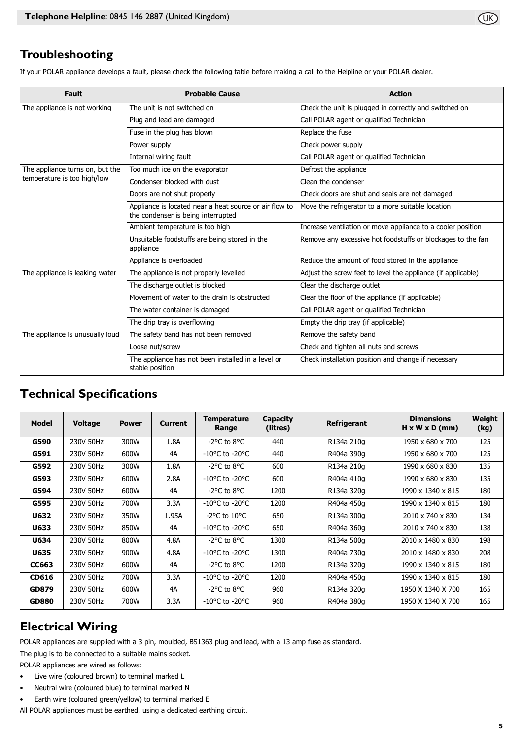## Troubleshooting

If your POLAR appliance develops a fault, please check the following table before making a call to the Helpline or your POLAR dealer.

| Fault | Probable Cause | Action |
|---|---|---|
| The appliance is not working | The unit is not switched on | Check the unit is plugged in correctly and switched on |
| | Plug and lead are damaged | Call POLAR agent or qualified Technician |
| | Fuse in the plug has blown | Replace the fuse |
| | Power supply | Check power supply |
| | Internal wiring fault | Call POLAR agent or qualified Technician |
| The appliance turns on, but the temperature is too high/low | Too much ice on the evaporator | Defrost the appliance |
| | Condenser blocked with dust | Clean the condenser |
| | Doors are not shut properly | Check doors are shut and seals are not damaged |
| | Appliance is located near a heat source or air flow to the condenser is being interrupted | Move the refrigerator to a more suitable location |
| | Ambient temperature is too high | Increase ventilation or move appliance to a cooler position |
| | Unsuitable foodstuffs are being stored in the appliance | Remove any excessive hot foodstuffs or blockages to the fan |
| | Appliance is overloaded | Reduce the amount of food stored in the appliance |
| The appliance is leaking water | The appliance is not properly levelled | Adjust the screw feet to level the appliance (if applicable) |
| | The discharge outlet is blocked | Clear the discharge outlet |
| | Movement of water to the drain is obstructed | Clear the floor of the appliance (if applicable) |
| | The water container is damaged | Call POLAR agent or qualified Technician |
| | The drip tray is overflowing | Empty the drip tray (if applicable) |
| The appliance is unusually loud | The safety band has not been removed | Remove the safety band |
| | Loose nut/screw | Check and tighten all nuts and screws |
| | The appliance has not been installed in a level or stable position | Check installation position and change if necessary |

## Technical Specifications

| Model | Voltage | Power | Current | Temperature Range | Capacity (litres) | Refrigerant | Dimensions H x W x D (mm) | Weight (kg) |
|---|---|---|---|---|---|---|---|---|
| **G590** | 230V 50Hz | 300W | 1.8A | -2°C to 8°C | 440 | R134a 210g | 1950 x 680 x 700 | 125 |
| **G591** | 230V 50Hz | 600W | 4A | -10°C to -20°C | 440 | R404a 390g | 1950 x 680 x 700 | 125 |
| **G592** | 230V 50Hz | 300W | 1.8A | -2°C to 8°C | 600 | R134a 210g | 1990 x 680 x 830 | 135 |
| **G593** | 230V 50Hz | 600W | 2.8A | -10°C to -20°C | 600 | R404a 410g | 1990 x 680 x 830 | 135 |
| **G594** | 230V 50Hz | 600W | 4A | -2°C to 8°C | 1200 | R134a 320g | 1990 x 1340 x 815 | 180 |
| **G595** | 230V 50Hz | 700W | 3.3A | -10°C to -20°C | 1200 | R404a 450g | 1990 x 1340 x 815 | 180 |
| **U632** | 230V 50Hz | 350W | 1.95A | -2°C to 10°C | 650 | R134a 300g | 2010 x 740 x 830 | 134 |
| **U633** | 230V 50Hz | 850W | 4A | -10°C to -20°C | 650 | R404a 360g | 2010 x 740 x 830 | 138 |
| **U634** | 230V 50Hz | 800W | 4.8A | -2°C to 8°C | 1300 | R134a 500g | 2010 x 1480 x 830 | 198 |
| **U635** | 230V 50Hz | 900W | 4.8A | -10°C to -20°C | 1300 | R404a 730g | 2010 x 1480 x 830 | 208 |
| **CC663** | 230V 50Hz | 600W | 4A | -2°C to 8°C | 1200 | R134a 320g | 1990 x 1340 x 815 | 180 |
| **CD616** | 230V 50Hz | 700W | 3.3A | -10°C to -20°C | 1200 | R404a 450g | 1990 x 1340 x 815 | 180 |
| **GD879** | 230V 50Hz | 600W | 4A | -2°C to 8°C | 960 | R134a 320g | 1950 X 1340 X 700 | 165 |
| **GD880** | 230V 50Hz | 700W | 3.3A | -10°C to -20°C | 960 | R404a 380g | 1950 X 1340 X 700 | 165 |

## Electrical Wiring

POLAR appliances are supplied with a 3 pin, moulded, BS1363 plug and lead, with a 13 amp fuse as standard.

The plug is to be connected to a suitable mains socket.

POLAR appliances are wired as follows:

- Live wire (coloured brown) to terminal marked L
- Neutral wire (coloured blue) to terminal marked N
- Earth wire (coloured green/yellow) to terminal marked E

All POLAR appliances must be earthed, using a dedicated earthing circuit.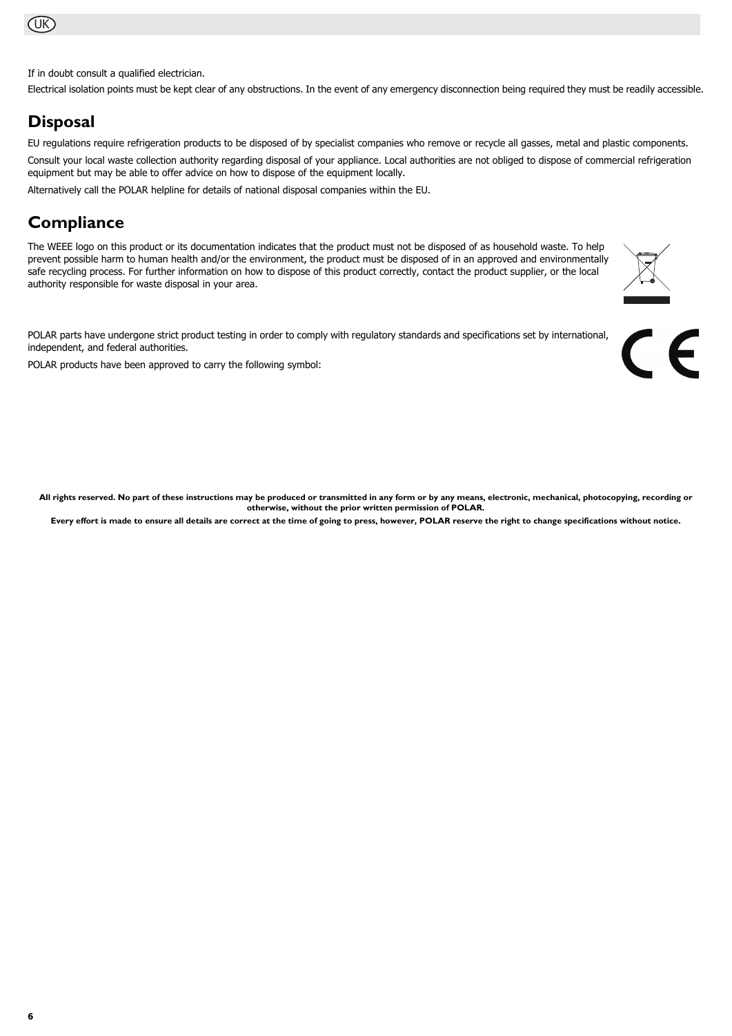If in doubt consult a qualified electrician.

Electrical isolation points must be kept clear of any obstructions. In the event of any emergency disconnection being required they must be readily accessible.

## Disposal

EU regulations require refrigeration products to be disposed of by specialist companies who remove or recycle all gasses, metal and plastic components.

Consult your local waste collection authority regarding disposal of your appliance. Local authorities are not obliged to dispose of commercial refrigeration equipment but may be able to offer advice on how to dispose of the equipment locally.

Alternatively call the POLAR helpline for details of national disposal companies within the EU.

## Compliance

The WEEE logo on this product or its documentation indicates that the product must not be disposed of as household waste. To help prevent possible harm to human health and/or the environment, the product must be disposed of in an approved and environmentally safe recycling process. For further information on how to dispose of this product correctly, contact the product supplier, or the local authority responsible for waste disposal in your area.

POLAR parts have undergone strict product testing in order to comply with regulatory standards and specifications set by international, independent, and federal authorities.

POLAR products have been approved to carry the following symbol:

**All rights reserved. No part of these instructions may be produced or transmitted in any form or by any means, electronic, mechanical, photocopying, recording or otherwise, without the prior written permission of POLAR.**

**Every effort is made to ensure all details are correct at the time of going to press, however, POLAR reserve the right to change specifications without notice.**